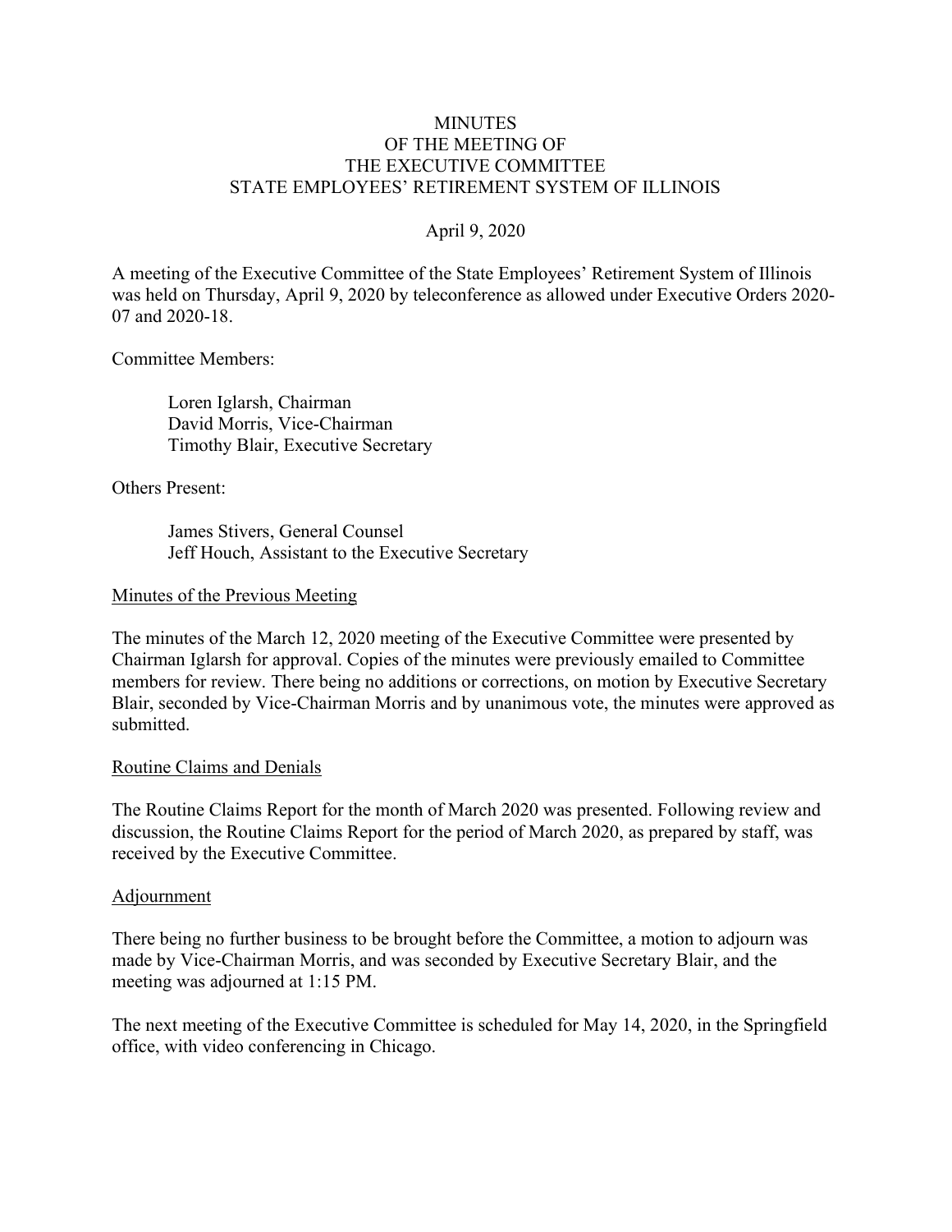# MINUTES
# OF THE MEETING OF
# THE EXECUTIVE COMMITTEE
# STATE EMPLOYEES' RETIREMENT SYSTEM OF ILLINOIS

April 9, 2020

A meeting of the Executive Committee of the State Employees' Retirement System of Illinois was held on Thursday, April 9, 2020 by teleconference as allowed under Executive Orders 2020-07 and 2020-18.

Committee Members:

> Loren Iglarsh, Chairman
> David Morris, Vice-Chairman
> Timothy Blair, Executive Secretary

Others Present:

> James Stivers, General Counsel
> Jeff Houch, Assistant to the Executive Secretary

## Minutes of the Previous Meeting

The minutes of the March 12, 2020 meeting of the Executive Committee were presented by Chairman Iglarsh for approval. Copies of the minutes were previously emailed to Committee members for review. There being no additions or corrections, on motion by Executive Secretary Blair, seconded by Vice-Chairman Morris and by unanimous vote, the minutes were approved as submitted.

## Routine Claims and Denials

The Routine Claims Report for the month of March 2020 was presented. Following review and discussion, the Routine Claims Report for the period of March 2020, as prepared by staff, was received by the Executive Committee.

## Adjournment

There being no further business to be brought before the Committee, a motion to adjourn was made by Vice-Chairman Morris, and was seconded by Executive Secretary Blair, and the meeting was adjourned at 1:15 PM.

The next meeting of the Executive Committee is scheduled for May 14, 2020, in the Springfield office, with video conferencing in Chicago.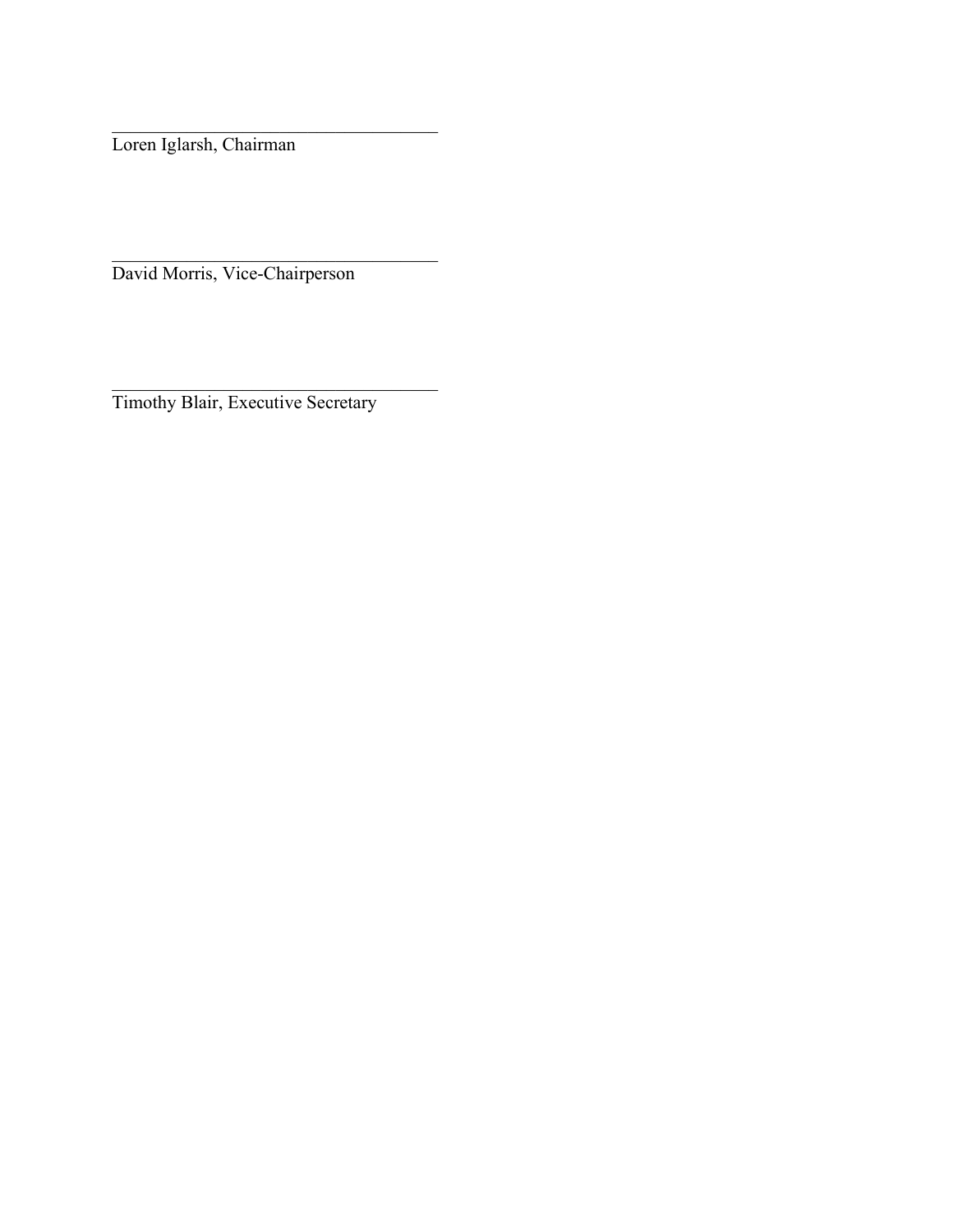\_\_\_\_\_\_\_\_\_\_\_\_\_\_\_\_\_\_\_\_\_\_\_\_\_\_\_\_\_\_\_\_\_\_\_\_
Loren Iglarsh, Chairman

\_\_\_\_\_\_\_\_\_\_\_\_\_\_\_\_\_\_\_\_\_\_\_\_\_\_\_\_\_\_\_\_\_\_\_\_
David Morris, Vice-Chairperson

\_\_\_\_\_\_\_\_\_\_\_\_\_\_\_\_\_\_\_\_\_\_\_\_\_\_\_\_\_\_\_\_\_\_\_\_
Timothy Blair, Executive Secretary